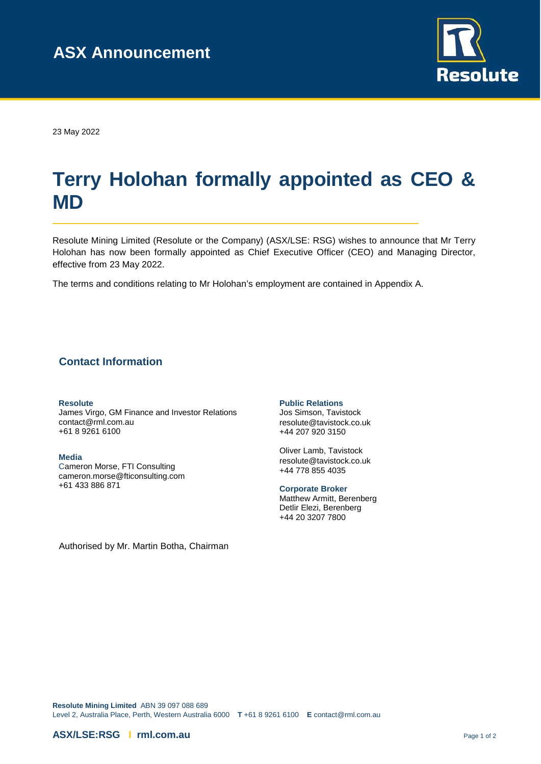# ASX Announcement

23 May 2022

# Terry Holohan formally appointed as CEO & MD

Resolute Mining Limited (Resolute or the Company) (ASX/LSE: RSG) wishes to announce that Mr Terry Holohan has now been formally appointed as Chief Executive Officer (CEO) and Managing Director, effective from 23 May 2022.

The terms and conditions relating to Mr Holohan's employment are contained in Appendix A.

## Contact Information

**Resolute**
James Virgo, GM Finance and Investor Relations
contact@rml.com.au
+61 8 9261 6100

**Media**
Cameron Morse, FTI Consulting
cameron.morse@fticonsulting.com
+61 433 886 871

**Public Relations**
Jos Simson, Tavistock
resolute@tavistock.co.uk
+44 207 920 3150

Oliver Lamb, Tavistock
resolute@tavistock.co.uk
+44 778 855 4035

**Corporate Broker**
Matthew Armitt, Berenberg
Detlir Elezi, Berenberg
+44 20 3207 7800

Authorised by Mr. Martin Botha, Chairman

**Resolute Mining Limited** ABN 39 097 088 689
Level 2, Australia Place, Perth, Western Australia 6000 **T** +61 8 9261 6100 **E** contact@rml.com.au

**ASX/LSE:RSG | rml.com.au**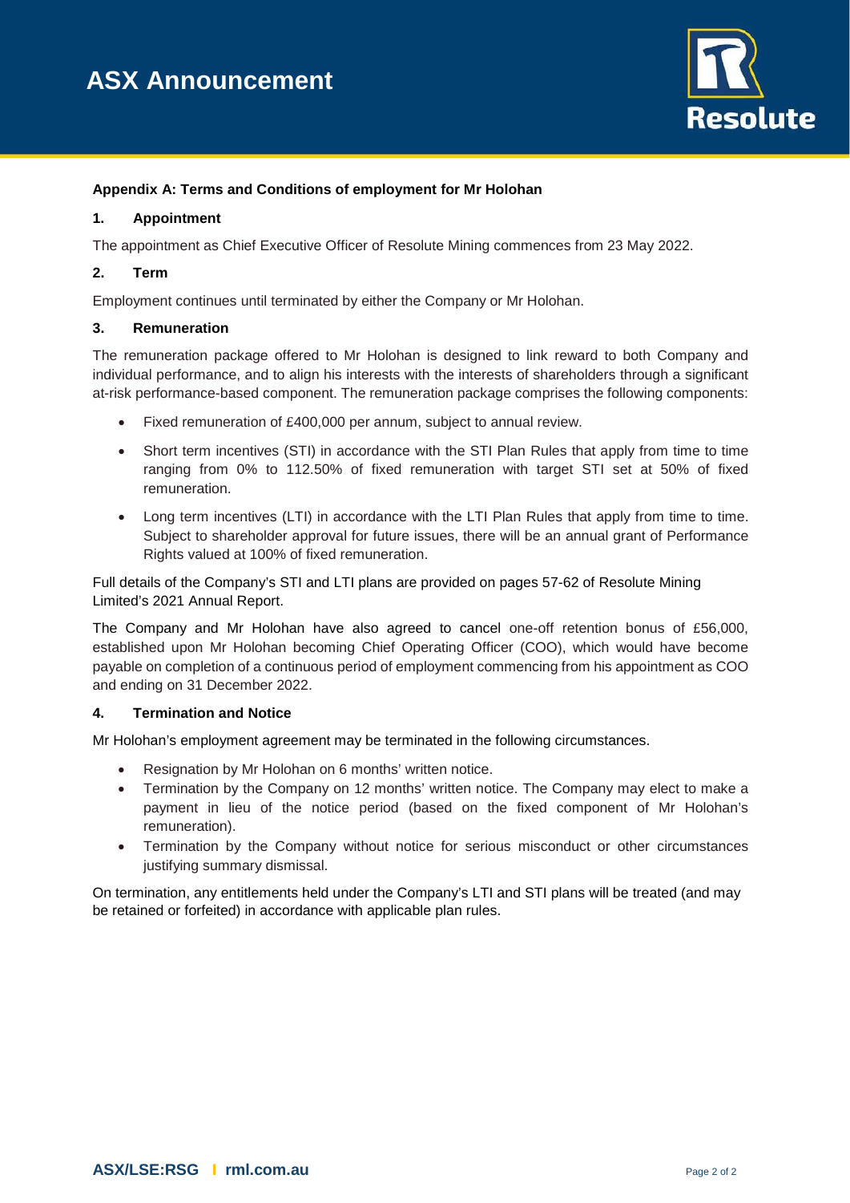**Appendix A: Terms and Conditions of employment for Mr Holohan**

**1. Appointment**

The appointment as Chief Executive Officer of Resolute Mining commences from 23 May 2022.

**2. Term**

Employment continues until terminated by either the Company or Mr Holohan.

**3. Remuneration**

The remuneration package offered to Mr Holohan is designed to link reward to both Company and individual performance, and to align his interests with the interests of shareholders through a significant at-risk performance-based component. The remuneration package comprises the following components:

- Fixed remuneration of £400,000 per annum, subject to annual review.
- Short term incentives (STI) in accordance with the STI Plan Rules that apply from time to time ranging from 0% to 112.50% of fixed remuneration with target STI set at 50% of fixed remuneration.
- Long term incentives (LTI) in accordance with the LTI Plan Rules that apply from time to time. Subject to shareholder approval for future issues, there will be an annual grant of Performance Rights valued at 100% of fixed remuneration.

Full details of the Company's STI and LTI plans are provided on pages 57-62 of Resolute Mining Limited's 2021 Annual Report.

The Company and Mr Holohan have also agreed to cancel one-off retention bonus of £56,000, established upon Mr Holohan becoming Chief Operating Officer (COO), which would have become payable on completion of a continuous period of employment commencing from his appointment as COO and ending on 31 December 2022.

**4. Termination and Notice**

Mr Holohan's employment agreement may be terminated in the following circumstances.

- Resignation by Mr Holohan on 6 months' written notice.
- Termination by the Company on 12 months' written notice. The Company may elect to make a payment in lieu of the notice period (based on the fixed component of Mr Holohan's remuneration).
- Termination by the Company without notice for serious misconduct or other circumstances justifying summary dismissal.

On termination, any entitlements held under the Company's LTI and STI plans will be treated (and may be retained or forfeited) in accordance with applicable plan rules.